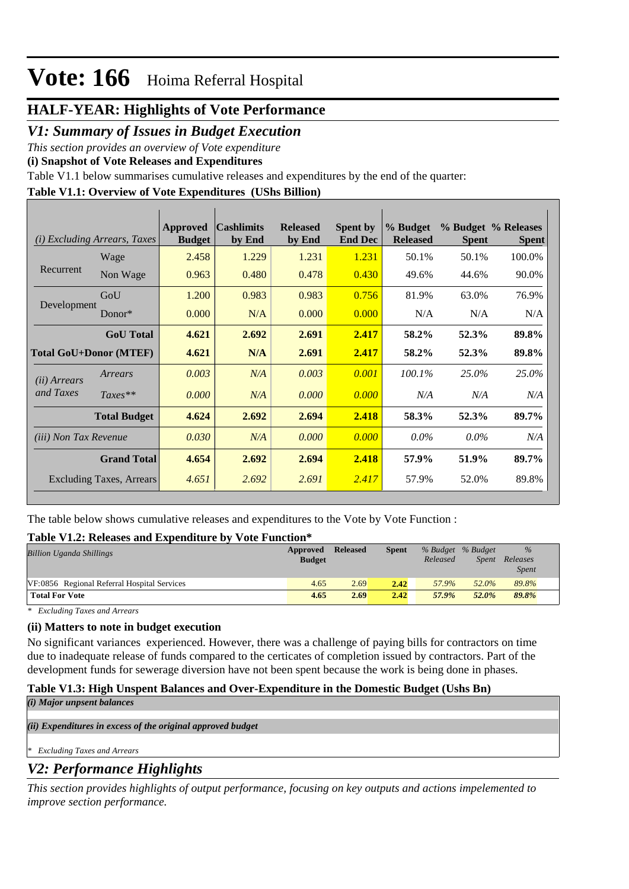# Vote: 166 Hoima Referral Hospital

## HALF-YEAR: Highlights of Vote Performance

## *V1: Summary of Issues in Budget Execution*

*This section provides an overview of Vote expenditure*

**(i) Snapshot of Vote Releases and Expenditures**

Table V1.1 below summarises cumulative releases and expenditures by the end of the quarter:

**Table V1.1: Overview of Vote Expenditures (UShs Billion)**

| *(i) Excluding Arrears, Taxes* | | Approved Budget | Cashlimits by End | Released by End | Spent by End Dec | % Budget Released | % Budget Spent | % Releases Spent |
|---|---|---|---|---|---|---|---|---|
| Recurrent | Wage | 2.458 | 1.229 | 1.231 | 1.231 | 50.1% | 50.1% | 100.0% |
| | Non Wage | 0.963 | 0.480 | 0.478 | 0.430 | 49.6% | 44.6% | 90.0% |
| Development | GoU | 1.200 | 0.983 | 0.983 | 0.756 | 81.9% | 63.0% | 76.9% |
| | Donor* | 0.000 | N/A | 0.000 | 0.000 | N/A | N/A | N/A |
| | **GoU Total** | **4.621** | **2.692** | **2.691** | **2.417** | **58.2%** | **52.3%** | **89.8%** |
| **Total GoU+Donor (MTEF)** | | **4.621** | **N/A** | **2.691** | **2.417** | **58.2%** | **52.3%** | **89.8%** |
| *(ii) Arrears and Taxes* | *Arrears* | *0.003* | *N/A* | *0.003* | *0.001* | *100.1%* | *25.0%* | *25.0%* |
| | *Taxes*** | *0.000* | *N/A* | *0.000* | *0.000* | *N/A* | *N/A* | *N/A* |
| | **Total Budget** | **4.624** | **2.692** | **2.694** | **2.418** | **58.3%** | **52.3%** | **89.7%** |
| *(iii) Non Tax Revenue* | | *0.030* | *N/A* | *0.000* | *0.000* | *0.0%* | *0.0%* | *N/A* |
| | **Grand Total** | **4.654** | **2.692** | **2.694** | **2.418** | **57.9%** | **51.9%** | **89.7%** |
| | Excluding Taxes, Arrears | *4.651* | *2.692* | *2.691* | *2.417* | 57.9% | 52.0% | 89.8% |

The table below shows cumulative releases and expenditures to the Vote by Vote Function :

**Table V1.2: Releases and Expenditure by Vote Function***

| *Billion Uganda Shillings* | Approved Budget | Released | Spent | *% Budget Released* | *% Budget Spent* | *% Releases Spent* |
|---|---|---|---|---|---|---|
| VF:0856 Regional Referral Hospital Services | 4.65 | 2.69 | 2.42 | 57.9% | 52.0% | 89.8% |
| **Total For Vote** | **4.65** | **2.69** | **2.42** | **57.9%** | **52.0%** | **89.8%** |

*\* Excluding Taxes and Arrears*

**(ii) Matters to note in budget execution**

No significant variances experienced. However, there was a challenge of paying bills for contractors on time due to inadequate release of funds compared to the certicates of completion issued by contractors. Part of the development funds for sewerage diversion have not been spent because the work is being done in phases.

**Table V1.3: High Unspent Balances and Over-Expenditure in the Domestic Budget (Ushs Bn)**

***(i) Major unpent balances***

***(ii) Expenditures in excess of the original approved budget***

*\* Excluding Taxes and Arrears*

## *V2: Performance Highlights*

*This section provides highlights of output performance, focusing on key outputs and actions impelemented to improve section performance.*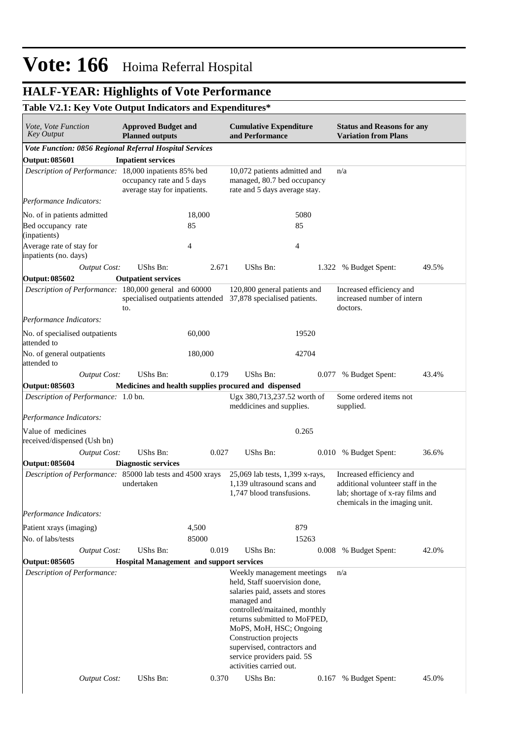# Vote: 166 Hoima Referral Hospital

## HALF-YEAR: Highlights of Vote Performance

### Table V2.1: Key Vote Output Indicators and Expenditures*

| *Vote, Vote Function Key Output* | **Approved Budget and Planned outputs** | | **Cumulative Expenditure and Performance** | | **Status and Reasons for any Variation from Plans** | |
|---|---|---|---|---|---|---|
| ***Vote Function: 0856 Regional Referral Hospital Services*** | | | | | | |
| **Output: 085601** | **Inpatient services** | | | | | |
| *Description of Performance:* | 18,000 inpatients 85% bed occupancy rate and 5 days average stay for inpatients. | | 10,072 patients admitted and managed, 80.7 bed occupancy rate and 5 days average stay. | | n/a | |
| *Performance Indicators:* | | | | | | |
| No. of in patients admitted | | 18,000 | | 5080 | | |
| Bed occupancy rate (inpatients) | | 85 | | 85 | | |
| Average rate of stay for inpatients (no. days) | | 4 | | 4 | | |
| *Output Cost:* | UShs Bn: | 2.671 | UShs Bn: | 1.322 | % Budget Spent: | 49.5% |
| **Output: 085602** | **Outpatient services** | | | | | |
| *Description of Performance:* | 180,000 general and 60000 specialised outpatients attended to. | | 120,800 general patients and 37,878 specialised patients. | | Increased efficiency and increased number of intern doctors. | |
| *Performance Indicators:* | | | | | | |
| No. of specialised outpatients attended to | | 60,000 | | 19520 | | |
| No. of general outpatients attended to | | 180,000 | | 42704 | | |
| *Output Cost:* | UShs Bn: | 0.179 | UShs Bn: | 0.077 | % Budget Spent: | 43.4% |
| **Output: 085603** | **Medicines and health supplies procured and dispensed** | | | | | |
| *Description of Performance:* | 1.0 bn. | | Ugx 380,713,237.52 worth of meddicines and supplies. | | Some ordered items not supplied. | |
| *Performance Indicators:* | | | | | | |
| Value of medicines received/dispensed (Ush bn) | | | | 0.265 | | |
| *Output Cost:* | UShs Bn: | 0.027 | UShs Bn: | 0.010 | % Budget Spent: | 36.6% |
| **Output: 085604** | **Diagnostic services** | | | | | |
| *Description of Performance:* | 85000 lab tests and 4500 xrays undertaken | | 25,069 lab tests, 1,399 x-rays, 1,139 ultrasound scans and 1,747 blood transfusions. | | Increased efficiency and additional volunteer staff in the lab; shortage of x-ray films and chemicals in the imaging unit. | |
| *Performance Indicators:* | | | | | | |
| Patient xrays (imaging) | | 4,500 | | 879 | | |
| No. of labs/tests | | 85000 | | 15263 | | |
| *Output Cost:* | UShs Bn: | 0.019 | UShs Bn: | 0.008 | % Budget Spent: | 42.0% |
| **Output: 085605** | **Hospital Management and support services** | | | | | |
| *Description of Performance:* | | | Weekly management meetings held, Staff suoervision done, salaries paid, assets and stores managed and controlled/maitained, monthly returns submitted to MoFPED, MoPS, MoH, HSC; Ongoing Construction projects supervised, contractors and service providers paid. 5S activities carried out. | | n/a | |
| *Output Cost:* | UShs Bn: | 0.370 | UShs Bn: | 0.167 | % Budget Spent: | 45.0% |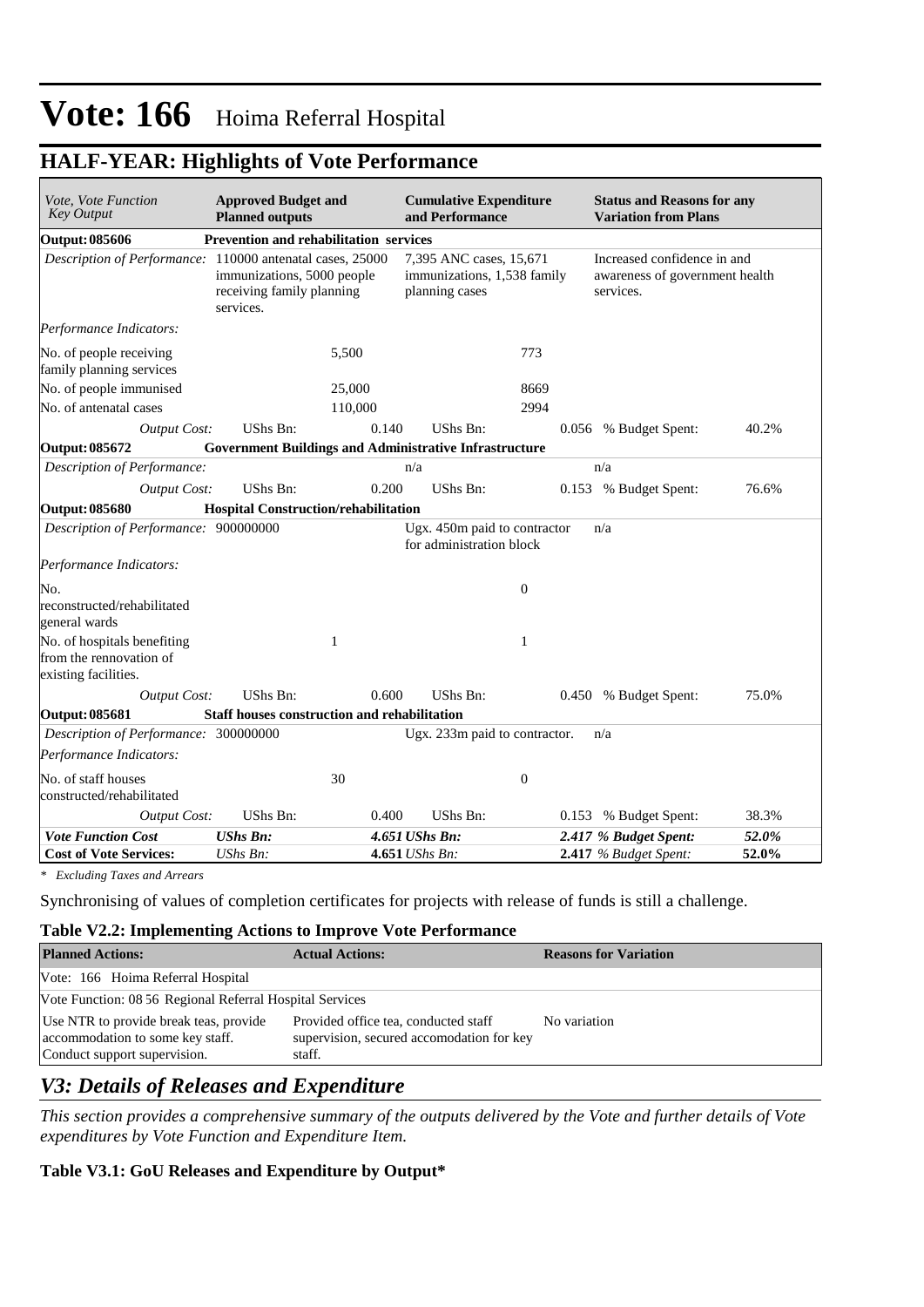# Vote: 166 Hoima Referral Hospital

## HALF-YEAR: Highlights of Vote Performance

| *Vote, Vote Function Key Output* | **Approved Budget and Planned outputs** | | **Cumulative Expenditure and Performance** | | **Status and Reasons for any Variation from Plans** | |
|---|---|---|---|---|---|---|
| **Output: 085606** | **Prevention and rehabilitation services** | | | | | |
| *Description of Performance:* | 110000 antenatal cases, 25000 immunizations, 5000 people receiving family planning services. | | 7,395 ANC cases, 15,671 immunizations, 1,538 family planning cases | | Increased confidence in and awareness of government health services. | |
| *Performance Indicators:* | | | | | | |
| No. of people receiving family planning services | | 5,500 | | 773 | | |
| No. of people immunised | | 25,000 | | 8669 | | |
| No. of antenatal cases | | 110,000 | | 2994 | | |
| *Output Cost:* | UShs Bn: | 0.140 | UShs Bn: | 0.056 | % Budget Spent: | 40.2% |
| **Output: 085672** | **Government Buildings and Administrative Infrastructure** | | | | | |
| *Description of Performance:* | | | n/a | | n/a | |
| *Output Cost:* | UShs Bn: | 0.200 | UShs Bn: | 0.153 | % Budget Spent: | 76.6% |
| **Output: 085680** | **Hospital Construction/rehabilitation** | | | | | |
| *Description of Performance:* | 900000000 | | Ugx. 450m paid to contractor for administration block | | n/a | |
| *Performance Indicators:* | | | | | | |
| No. reconstructed/rehabilitated general wards | | | | 0 | | |
| No. of hospitals benefiting from the rennovation of existing facilities. | | 1 | | 1 | | |
| *Output Cost:* | UShs Bn: | 0.600 | UShs Bn: | 0.450 | % Budget Spent: | 75.0% |
| **Output: 085681** | **Staff houses construction and rehabilitation** | | | | | |
| *Description of Performance:* | 300000000 | | Ugx. 233m paid to contractor. | | n/a | |
| *Performance Indicators:* | | | | | | |
| No. of staff houses constructed/rehabilitated | | 30 | | 0 | | |
| *Output Cost:* | UShs Bn: | 0.400 | UShs Bn: | 0.153 | % Budget Spent: | 38.3% |
| ***Vote Function Cost*** | ***UShs Bn:*** | ***4.651*** | ***UShs Bn:*** | ***2.417*** | ***% Budget Spent:*** | ***52.0%*** |
| **Cost of Vote Services:** | *UShs Bn:* | **4.651** | *UShs Bn:* | **2.417** | *% Budget Spent:* | **52.0%** |

*\* Excluding Taxes and Arrears*

Synchronising of values of completion certificates for projects with release of funds is still a challenge.

**Table V2.2: Implementing Actions to Improve Vote Performance**

| **Planned Actions:** | **Actual Actions:** | **Reasons for Variation** |
|---|---|---|
| Vote: 166 Hoima Referral Hospital | | |
| Vote Function: 08 56 Regional Referral Hospital Services | | |
| Use NTR to provide break teas, provide accommodation to some key staff. Conduct support supervision. | Provided office tea, conducted staff supervision, secured accomodation for key staff. | No variation |

## *V3: Details of Releases and Expenditure*

*This section provides a comprehensive summary of the outputs delivered by the Vote and further details of Vote expenditures by Vote Function and Expenditure Item.*

**Table V3.1: GoU Releases and Expenditure by Output\***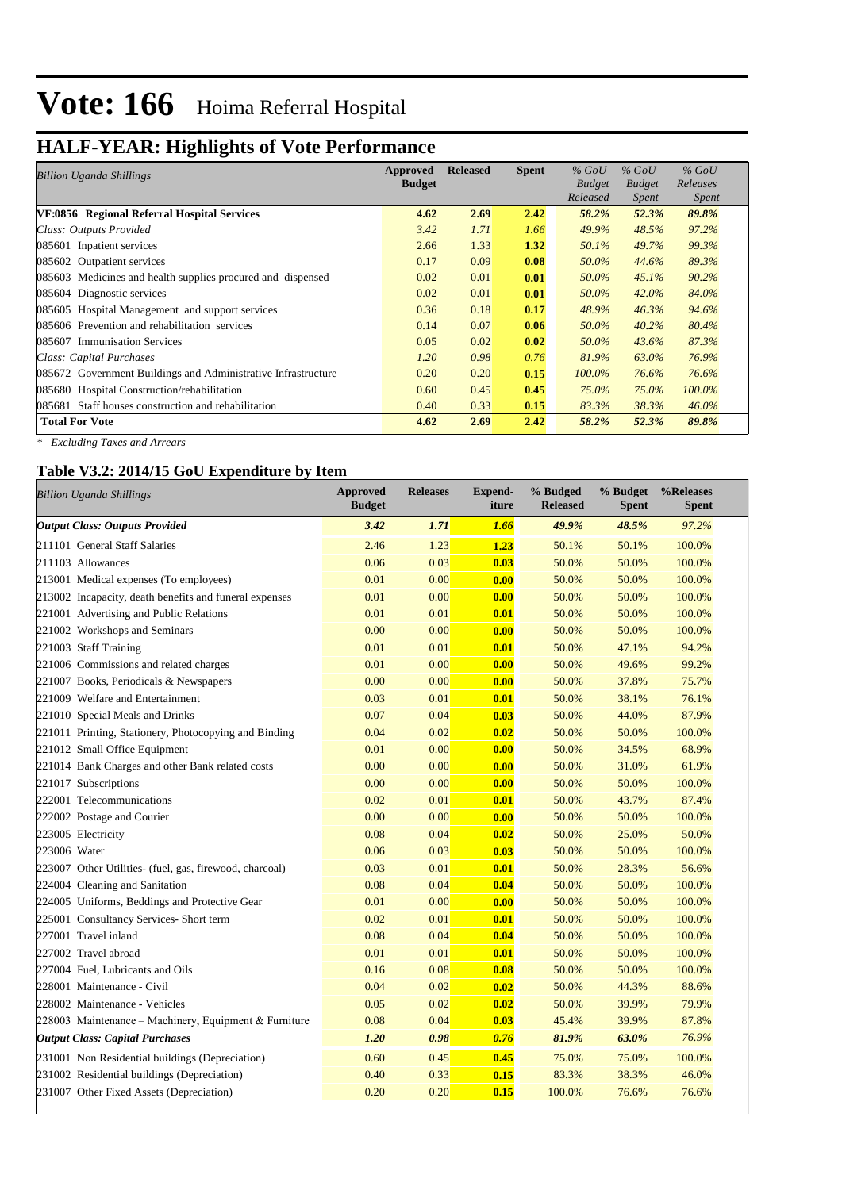# Vote: 166 Hoima Referral Hospital

## HALF-YEAR: Highlights of Vote Performance

| *Billion Uganda Shillings* | Approved Budget | Released | Spent | *% GoU Budget Released* | *% GoU Budget Spent* | *% GoU Releases Spent* |
|---|---|---|---|---|---|---|
| **VF:0856 Regional Referral Hospital Services** | **4.62** | **2.69** | **2.42** | ***58.2%*** | ***52.3%*** | ***89.8%*** |
| *Class: Outputs Provided* | *3.42* | *1.71* | *1.66* | *49.9%* | *48.5%* | *97.2%* |
| 085601 Inpatient services | 2.66 | 1.33 | **1.32** | *50.1%* | *49.7%* | *99.3%* |
| 085602 Outpatient services | 0.17 | 0.09 | **0.08** | *50.0%* | *44.6%* | *89.3%* |
| 085603 Medicines and health supplies procured and dispensed | 0.02 | 0.01 | **0.01** | *50.0%* | *45.1%* | *90.2%* |
| 085604 Diagnostic services | 0.02 | 0.01 | **0.01** | *50.0%* | *42.0%* | *84.0%* |
| 085605 Hospital Management and support services | 0.36 | 0.18 | **0.17** | *48.9%* | *46.3%* | *94.6%* |
| 085606 Prevention and rehabilitation services | 0.14 | 0.07 | **0.06** | *50.0%* | *40.2%* | *80.4%* |
| 085607 Immunisation Services | 0.05 | 0.02 | **0.02** | *50.0%* | *43.6%* | *87.3%* |
| *Class: Capital Purchases* | *1.20* | *0.98* | *0.76* | *81.9%* | *63.0%* | *76.9%* |
| 085672 Government Buildings and Administrative Infrastructure | 0.20 | 0.20 | **0.15** | *100.0%* | *76.6%* | *76.6%* |
| 085680 Hospital Construction/rehabilitation | 0.60 | 0.45 | **0.45** | *75.0%* | *75.0%* | *100.0%* |
| 085681 Staff houses construction and rehabilitation | 0.40 | 0.33 | **0.15** | *83.3%* | *38.3%* | *46.0%* |
| **Total For Vote** | **4.62** | **2.69** | **2.42** | ***58.2%*** | ***52.3%*** | ***89.8%*** |

*\* Excluding Taxes and Arrears*

### Table V3.2: 2014/15 GoU Expenditure by Item

| *Billion Uganda Shillings* | Approved Budget | Releases | Expend-iture | % Budged Released | % Budget Spent | %Releases Spent |
|---|---|---|---|---|---|---|
| ***Output Class: Outputs Provided*** | ***3.42*** | ***1.71*** | ***1.66*** | ***49.9%*** | ***48.5%*** | *97.2%* |
| 211101 General Staff Salaries | 2.46 | 1.23 | **1.23** | 50.1% | 50.1% | 100.0% |
| 211103 Allowances | 0.06 | 0.03 | **0.03** | 50.0% | 50.0% | 100.0% |
| 213001 Medical expenses (To employees) | 0.01 | 0.00 | **0.00** | 50.0% | 50.0% | 100.0% |
| 213002 Incapacity, death benefits and funeral expenses | 0.01 | 0.00 | **0.00** | 50.0% | 50.0% | 100.0% |
| 221001 Advertising and Public Relations | 0.01 | 0.01 | **0.01** | 50.0% | 50.0% | 100.0% |
| 221002 Workshops and Seminars | 0.00 | 0.00 | **0.00** | 50.0% | 50.0% | 100.0% |
| 221003 Staff Training | 0.01 | 0.01 | **0.01** | 50.0% | 47.1% | 94.2% |
| 221006 Commissions and related charges | 0.01 | 0.00 | **0.00** | 50.0% | 49.6% | 99.2% |
| 221007 Books, Periodicals & Newspapers | 0.00 | 0.00 | **0.00** | 50.0% | 37.8% | 75.7% |
| 221009 Welfare and Entertainment | 0.03 | 0.01 | **0.01** | 50.0% | 38.1% | 76.1% |
| 221010 Special Meals and Drinks | 0.07 | 0.04 | **0.03** | 50.0% | 44.0% | 87.9% |
| 221011 Printing, Stationery, Photocopying and Binding | 0.04 | 0.02 | **0.02** | 50.0% | 50.0% | 100.0% |
| 221012 Small Office Equipment | 0.01 | 0.00 | **0.00** | 50.0% | 34.5% | 68.9% |
| 221014 Bank Charges and other Bank related costs | 0.00 | 0.00 | **0.00** | 50.0% | 31.0% | 61.9% |
| 221017 Subscriptions | 0.00 | 0.00 | **0.00** | 50.0% | 50.0% | 100.0% |
| 222001 Telecommunications | 0.02 | 0.01 | **0.01** | 50.0% | 43.7% | 87.4% |
| 222002 Postage and Courier | 0.00 | 0.00 | **0.00** | 50.0% | 50.0% | 100.0% |
| 223005 Electricity | 0.08 | 0.04 | **0.02** | 50.0% | 25.0% | 50.0% |
| 223006 Water | 0.06 | 0.03 | **0.03** | 50.0% | 50.0% | 100.0% |
| 223007 Other Utilities- (fuel, gas, firewood, charcoal) | 0.03 | 0.01 | **0.01** | 50.0% | 28.3% | 56.6% |
| 224004 Cleaning and Sanitation | 0.08 | 0.04 | **0.04** | 50.0% | 50.0% | 100.0% |
| 224005 Uniforms, Beddings and Protective Gear | 0.01 | 0.00 | **0.00** | 50.0% | 50.0% | 100.0% |
| 225001 Consultancy Services- Short term | 0.02 | 0.01 | **0.01** | 50.0% | 50.0% | 100.0% |
| 227001 Travel inland | 0.08 | 0.04 | **0.04** | 50.0% | 50.0% | 100.0% |
| 227002 Travel abroad | 0.01 | 0.01 | **0.01** | 50.0% | 50.0% | 100.0% |
| 227004 Fuel, Lubricants and Oils | 0.16 | 0.08 | **0.08** | 50.0% | 50.0% | 100.0% |
| 228001 Maintenance - Civil | 0.04 | 0.02 | **0.02** | 50.0% | 44.3% | 88.6% |
| 228002 Maintenance - Vehicles | 0.05 | 0.02 | **0.02** | 50.0% | 39.9% | 79.9% |
| 228003 Maintenance – Machinery, Equipment & Furniture | 0.08 | 0.04 | **0.03** | 45.4% | 39.9% | 87.8% |
| ***Output Class: Capital Purchases*** | ***1.20*** | ***0.98*** | ***0.76*** | ***81.9%*** | ***63.0%*** | *76.9%* |
| 231001 Non Residential buildings (Depreciation) | 0.60 | 0.45 | **0.45** | 75.0% | 75.0% | 100.0% |
| 231002 Residential buildings (Depreciation) | 0.40 | 0.33 | **0.15** | 83.3% | 38.3% | 46.0% |
| 231007 Other Fixed Assets (Depreciation) | 0.20 | 0.20 | **0.15** | 100.0% | 76.6% | 76.6% |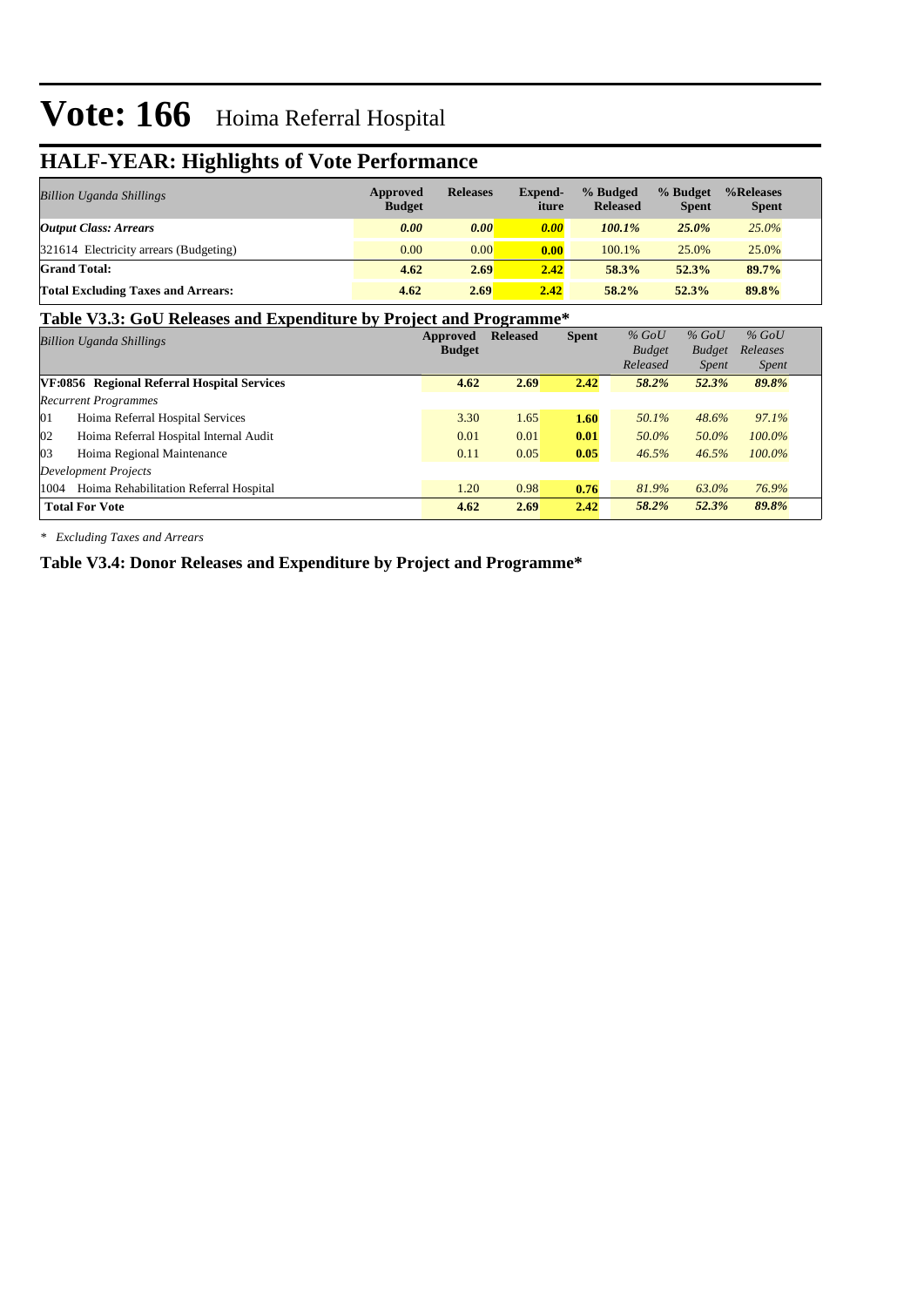# Vote: 166 Hoima Referral Hospital

## HALF-YEAR: Highlights of Vote Performance

| *Billion Uganda Shillings* | Approved Budget | Releases | Expend-iture | % Budged Released | % Budget Spent | %Releases Spent |
|---|---|---|---|---|---|---|
| ***Output Class: Arrears*** | ***0.00*** | ***0.00*** | ***0.00*** | ***100.1%*** | ***25.0%*** | *25.0%* |
| 321614 Electricity arrears (Budgeting) | 0.00 | 0.00 | 0.00 | 100.1% | 25.0% | 25.0% |
| **Grand Total:** | **4.62** | **2.69** | **2.42** | **58.3%** | **52.3%** | **89.7%** |
| **Total Excluding Taxes and Arrears:** | **4.62** | **2.69** | **2.42** | **58.2%** | **52.3%** | **89.8%** |

### Table V3.3: GoU Releases and Expenditure by Project and Programme*

| *Billion Uganda Shillings* | Approved Budget | Released | Spent | *% GoU Budget Released* | *% GoU Budget Spent* | *% GoU Releases Spent* |
|---|---|---|---|---|---|---|
| **VF:0856 Regional Referral Hospital Services** | **4.62** | **2.69** | **2.42** | ***58.2%*** | ***52.3%*** | ***89.8%*** |
| *Recurrent Programmes* | | | | | | |
| 01 Hoima Referral Hospital Services | 3.30 | 1.65 | 1.60 | *50.1%* | *48.6%* | *97.1%* |
| 02 Hoima Referral Hospital Internal Audit | 0.01 | 0.01 | 0.01 | *50.0%* | *50.0%* | *100.0%* |
| 03 Hoima Regional Maintenance | 0.11 | 0.05 | 0.05 | *46.5%* | *46.5%* | *100.0%* |
| *Development Projects* | | | | | | |
| 1004 Hoima Rehabilitation Referral Hospital | 1.20 | 0.98 | 0.76 | *81.9%* | *63.0%* | *76.9%* |
| **Total For Vote** | **4.62** | **2.69** | **2.42** | ***58.2%*** | ***52.3%*** | ***89.8%*** |

\* *Excluding Taxes and Arrears*

### Table V3.4: Donor Releases and Expenditure by Project and Programme*